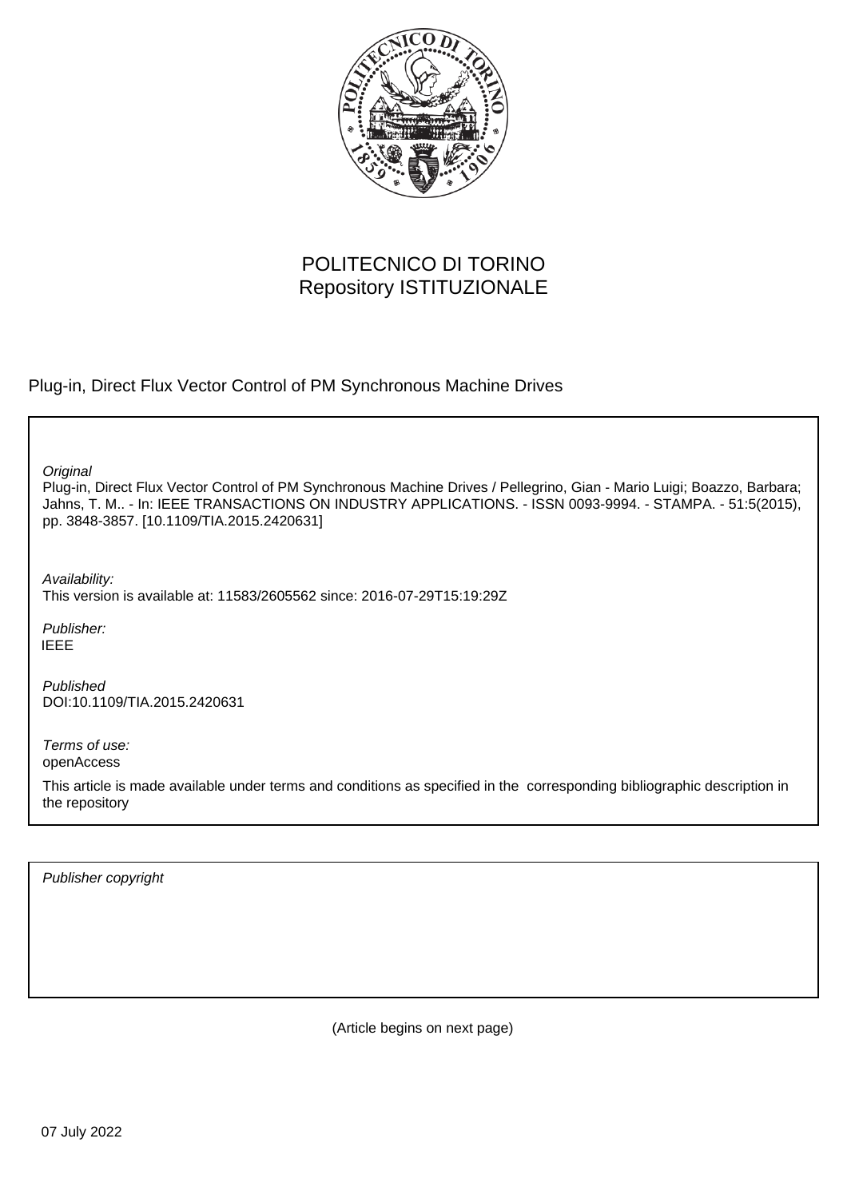POLITECNICO DI TORINO
Repository ISTITUZIONALE

Plug-in, Direct Flux Vector Control of PM Synchronous Machine Drives

*Original*
Plug-in, Direct Flux Vector Control of PM Synchronous Machine Drives / Pellegrino, Gian - Mario Luigi; Boazzo, Barbara; Jahns, T. M.. - In: IEEE TRANSACTIONS ON INDUSTRY APPLICATIONS. - ISSN 0093-9994. - STAMPA. - 51:5(2015), pp. 3848-3857. [10.1109/TIA.2015.2420631]

*Availability:*
This version is available at: 11583/2605562 since: 2016-07-29T15:19:29Z

*Publisher:*
IEEE

*Published*
DOI:10.1109/TIA.2015.2420631

*Terms of use:*
openAccess

This article is made available under terms and conditions as specified in the corresponding bibliographic description in the repository

*Publisher copyright*

(Article begins on next page)

07 July 2022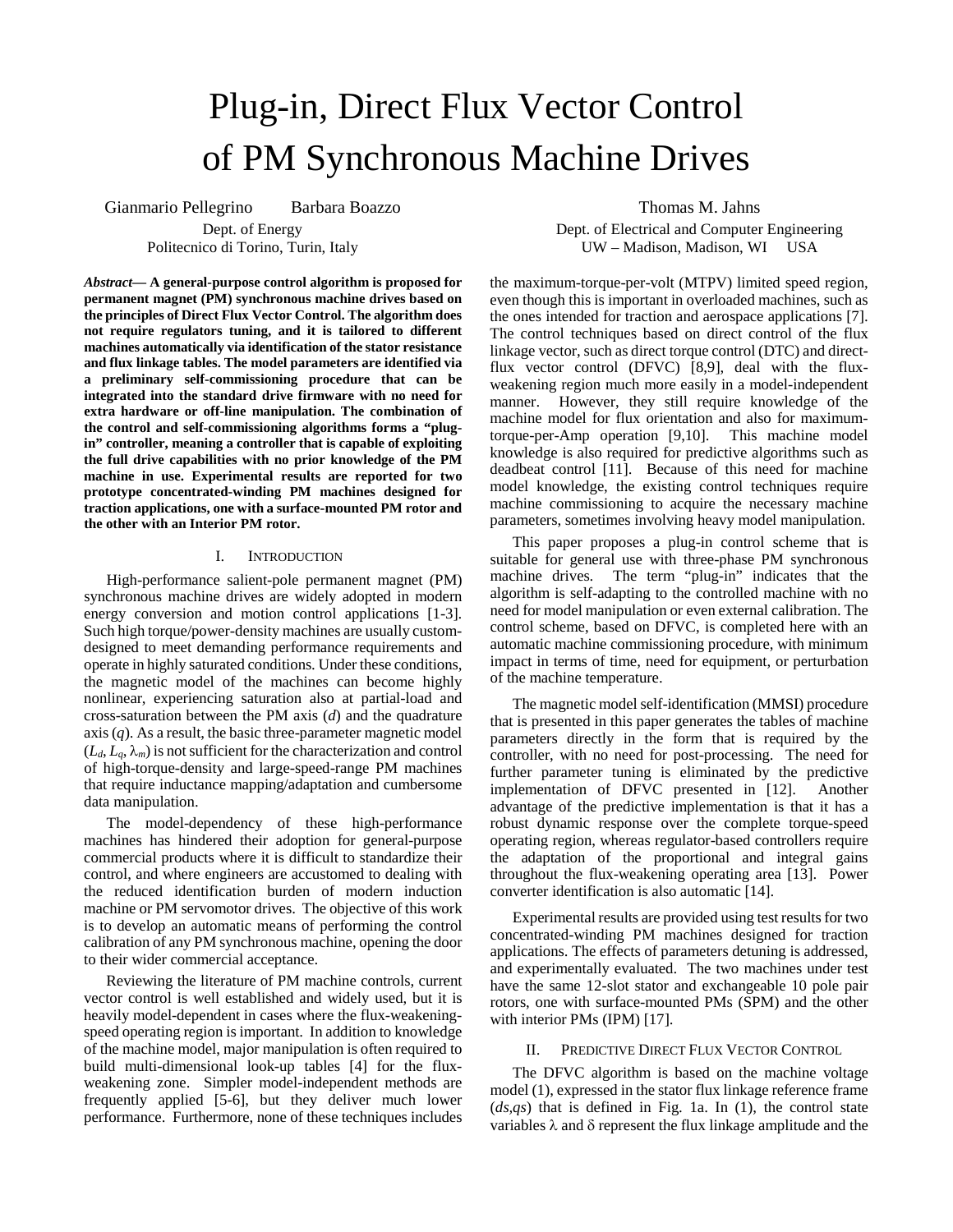# Plug-in, Direct Flux Vector Control of PM Synchronous Machine Drives

Gianmario Pellegrino  Barbara Boazzo
Dept. of Energy
Politecnico di Torino, Turin, Italy

Thomas M. Jahns
Dept. of Electrical and Computer Engineering
UW – Madison, Madison, WI USA

***Abstract*— A general-purpose control algorithm is proposed for permanent magnet (PM) synchronous machine drives based on the principles of Direct Flux Vector Control. The algorithm does not require regulators tuning, and it is tailored to different machines automatically via identification of the stator resistance and flux linkage tables. The model parameters are identified via a preliminary self-commissioning procedure that can be integrated into the standard drive firmware with no need for extra hardware or off-line manipulation. The combination of the control and self-commissioning algorithms forms a "plug-in" controller, meaning a controller that is capable of exploiting the full drive capabilities with no prior knowledge of the PM machine in use. Experimental results are reported for two prototype concentrated-winding PM machines designed for traction applications, one with a surface-mounted PM rotor and the other with an Interior PM rotor.**

## I. Introduction

High-performance salient-pole permanent magnet (PM) synchronous machine drives are widely adopted in modern energy conversion and motion control applications [1-3]. Such high torque/power-density machines are usually custom-designed to meet demanding performance requirements and operate in highly saturated conditions. Under these conditions, the magnetic model of the machines can become highly nonlinear, experiencing saturation also at partial-load and cross-saturation between the PM axis (*d*) and the quadrature axis (*q*). As a result, the basic three-parameter magnetic model ($L_d$, $L_q$, $\lambda_m$) is not sufficient for the characterization and control of high-torque-density and large-speed-range PM machines that require inductance mapping/adaptation and cumbersome data manipulation.

The model-dependency of these high-performance machines has hindered their adoption for general-purpose commercial products where it is difficult to standardize their control, and where engineers are accustomed to dealing with the reduced identification burden of modern induction machine or PM servomotor drives. The objective of this work is to develop an automatic means of performing the control calibration of any PM synchronous machine, opening the door to their wider commercial acceptance.

Reviewing the literature of PM machine controls, current vector control is well established and widely used, but it is heavily model-dependent in cases where the flux-weakening-speed operating region is important. In addition to knowledge of the machine model, major manipulation is often required to build multi-dimensional look-up tables [4] for the flux-weakening zone. Simpler model-independent methods are frequently applied [5-6], but they deliver much lower performance. Furthermore, none of these techniques includes the maximum-torque-per-volt (MTPV) limited speed region, even though this is important in overloaded machines, such as the ones intended for traction and aerospace applications [7]. The control techniques based on direct control of the flux linkage vector, such as direct torque control (DTC) and direct-flux vector control (DFVC) [8,9], deal with the flux-weakening region much more easily in a model-independent manner. However, they still require knowledge of the machine model for flux orientation and also for maximum-torque-per-Amp operation [9,10]. This machine model knowledge is also required for predictive algorithms such as deadbeat control [11]. Because of this need for machine model knowledge, the existing control techniques require machine commissioning to acquire the necessary machine parameters, sometimes involving heavy model manipulation.

This paper proposes a plug-in control scheme that is suitable for general use with three-phase PM synchronous machine drives. The term "plug-in" indicates that the algorithm is self-adapting to the controlled machine with no need for model manipulation or even external calibration. The control scheme, based on DFVC, is completed here with an automatic machine commissioning procedure, with minimum impact in terms of time, need for equipment, or perturbation of the machine temperature.

The magnetic model self-identification (MMSI) procedure that is presented in this paper generates the tables of machine parameters directly in the form that is required by the controller, with no need for post-processing. The need for further parameter tuning is eliminated by the predictive implementation of DFVC presented in [12]. Another advantage of the predictive implementation is that it has a robust dynamic response over the complete torque-speed operating region, whereas regulator-based controllers require the adaptation of the proportional and integral gains throughout the flux-weakening operating area [13]. Power converter identification is also automatic [14].

Experimental results are provided using test results for two concentrated-winding PM machines designed for traction applications. The effects of parameters detuning is addressed, and experimentally evaluated. The two machines under test have the same 12-slot stator and exchangeable 10 pole pair rotors, one with surface-mounted PMs (SPM) and the other with interior PMs (IPM) [17].

## II. Predictive Direct Flux Vector Control

The DFVC algorithm is based on the machine voltage model (1), expressed in the stator flux linkage reference frame (*ds,qs*) that is defined in Fig. 1a. In (1), the control state variables $\lambda$ and $\delta$ represent the flux linkage amplitude and the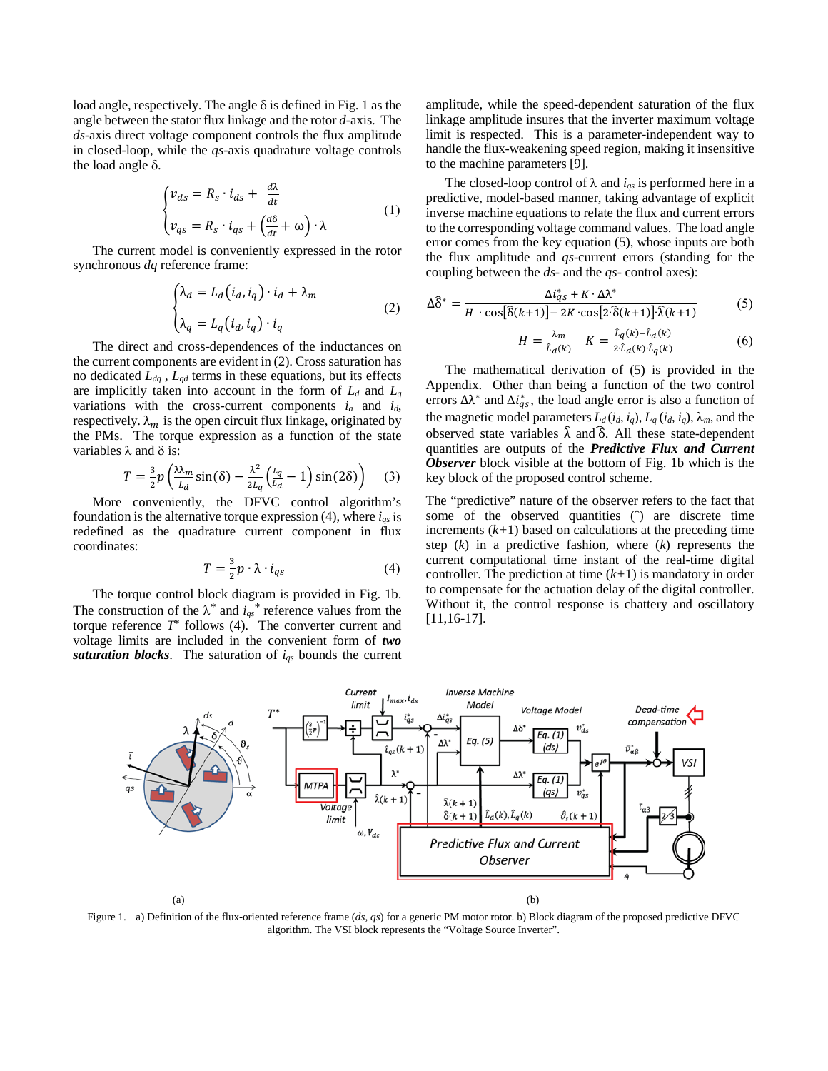load angle, respectively. The angle δ is defined in Fig. 1 as the angle between the stator flux linkage and the rotor *d*-axis. The *ds*-axis direct voltage component controls the flux amplitude in closed-loop, while the *qs*-axis quadrature voltage controls the load angle δ.

$$\begin{cases} v_{ds} = R_s \cdot i_{ds} + \frac{d\lambda}{dt} \\ v_{qs} = R_s \cdot i_{qs} + \left(\frac{d\delta}{dt} + \omega\right) \cdot \lambda \end{cases} \tag{1}$$

The current model is conveniently expressed in the rotor synchronous *dq* reference frame:

$$\begin{cases} \lambda_d = L_d(i_d, i_q) \cdot i_d + \lambda_m \\ \lambda_q = L_q(i_d, i_q) \cdot i_q \end{cases} \tag{2}$$

The direct and cross-dependences of the inductances on the current components are evident in (2). Cross saturation has no dedicated $L_{dq}$ , $L_{qd}$ terms in these equations, but its effects are implicitly taken into account in the form of $L_d$ and $L_q$ variations with the cross-current components $i_a$ and $i_d$, respectively. $\lambda_m$ is the open circuit flux linkage, originated by the PMs. The torque expression as a function of the state variables λ and δ is:

$$T = \frac{3}{2}p\left(\frac{\lambda\lambda_m}{L_d}\sin(\delta) - \frac{\lambda^2}{2L_q}\left(\frac{L_q}{L_d} - 1\right)\sin(2\delta)\right) \tag{3}$$

More conveniently, the DFVC control algorithm's foundation is the alternative torque expression (4), where $i_{qs}$ is redefined as the quadrature current component in flux coordinates:

$$T = \frac{3}{2}p \cdot \lambda \cdot i_{qs} \tag{4}$$

The torque control block diagram is provided in Fig. 1b. The construction of the $\lambda^*$ and $i_{qs}{}^*$ reference values from the torque reference $T^*$ follows (4). The converter current and voltage limits are included in the convenient form of ***two saturation blocks***. The saturation of $i_{qs}$ bounds the current amplitude, while the speed-dependent saturation of the flux linkage amplitude insures that the inverter maximum voltage limit is respected. This is a parameter-independent way to handle the flux-weakening speed region, making it insensitive to the machine parameters [9].

The closed-loop control of λ and $i_{qs}$ is performed here in a predictive, model-based manner, taking advantage of explicit inverse machine equations to relate the flux and current errors to the corresponding voltage command values. The load angle error comes from the key equation (5), whose inputs are both the flux amplitude and *qs*-current errors (standing for the coupling between the *ds*- and the *qs*- control axes):

$$\Delta\hat{\delta}^* = \frac{\Delta i_{qs}^* + K \cdot \Delta\lambda^*}{H \cdot \cos[\hat{\delta}(k+1)] - 2K \cdot \cos[2 \cdot \hat{\delta}(k+1)] \hat{\lambda}(k+1)} \tag{5}$$

$$H = \frac{\lambda_m}{\hat{L}_d(k)} \quad K = \frac{\hat{L}_q(k) - \hat{L}_d(k)}{2 \cdot \hat{L}_d(k) \cdot \hat{L}_q(k)} \tag{6}$$

The mathematical derivation of (5) is provided in the Appendix. Other than being a function of the two control errors $\Delta\lambda^*$ and $\Delta i_{qs}^*$, the load angle error is also a function of the magnetic model parameters $L_d(i_d, i_q)$, $L_q(i_d, i_q)$, $\lambda_m$, and the observed state variables $\hat{\lambda}$ and $\hat{\delta}$. All these state-dependent quantities are outputs of the ***Predictive Flux and Current Observer*** block visible at the bottom of Fig. 1b which is the key block of the proposed control scheme.

The "predictive" nature of the observer refers to the fact that some of the observed quantities (ˆ) are discrete time increments (*k*+1) based on calculations at the preceding time step (*k*) in a predictive fashion, where (*k*) represents the current computational time instant of the real-time digital controller. The prediction at time (*k*+1) is mandatory in order to compensate for the actuation delay of the digital controller. Without it, the control response is chattery and oscillatory [11,16-17].

(a) (b)

Figure 1. a) Definition of the flux-oriented reference frame (*ds*, *qs*) for a generic PM motor rotor. b) Block diagram of the proposed predictive DFVC algorithm. The VSI block represents the "Voltage Source Inverter".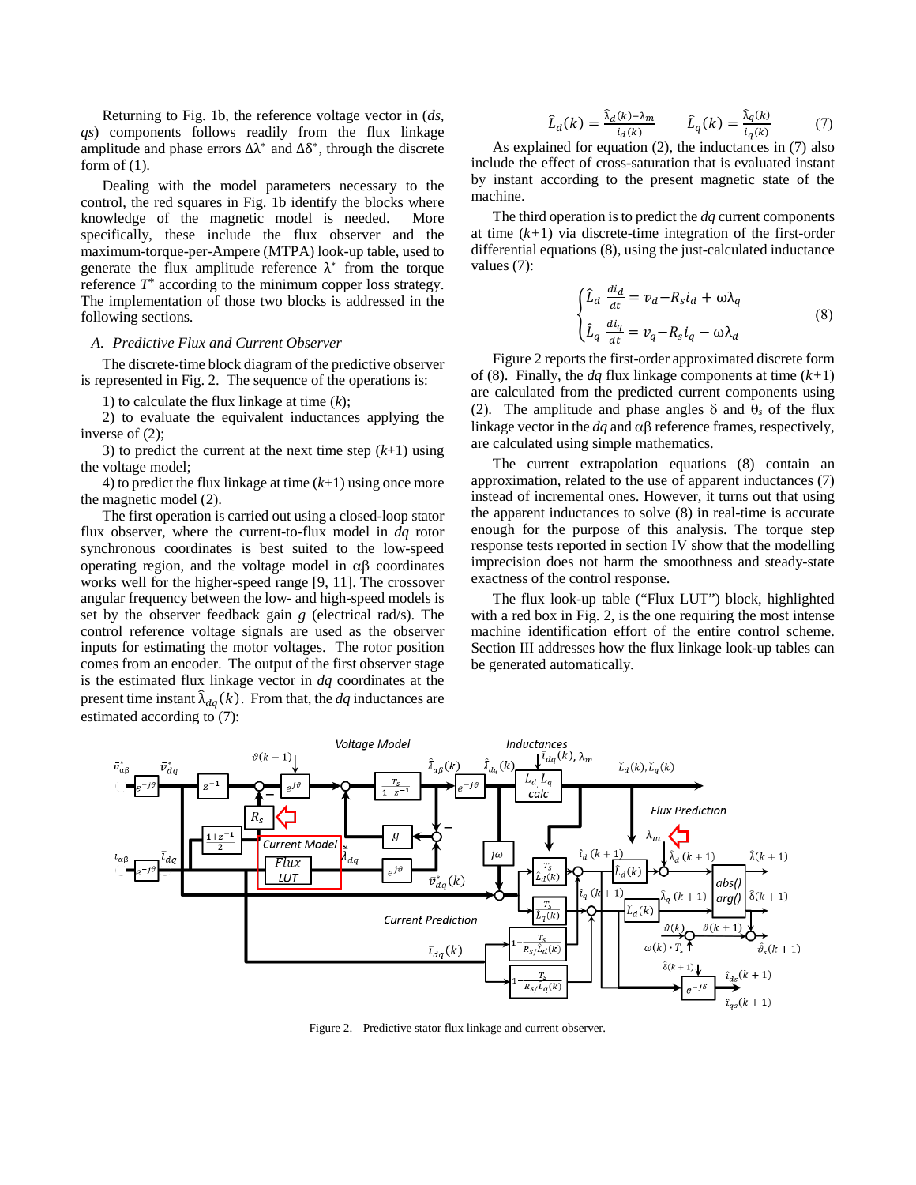Returning to Fig. 1b, the reference voltage vector in (*ds*, *qs*) components follows readily from the flux linkage amplitude and phase errors $\Delta\lambda^*$ and $\Delta\delta^*$, through the discrete form of (1).

Dealing with the model parameters necessary to the control, the red squares in Fig. 1b identify the blocks where knowledge of the magnetic model is needed. More specifically, these include the flux observer and the maximum-torque-per-Ampere (MTPA) look-up table, used to generate the flux amplitude reference $\lambda^*$ from the torque reference $T^*$ according to the minimum copper loss strategy. The implementation of those two blocks is addressed in the following sections.

### *A. Predictive Flux and Current Observer*

The discrete-time block diagram of the predictive observer is represented in Fig. 2. The sequence of the operations is:

1) to calculate the flux linkage at time ($k$);

2) to evaluate the equivalent inductances applying the inverse of (2);

3) to predict the current at the next time step ($k$+1) using the voltage model;

4) to predict the flux linkage at time ($k$+1) using once more the magnetic model (2).

The first operation is carried out using a closed-loop stator flux observer, where the current-to-flux model in *dq* rotor synchronous coordinates is best suited to the low-speed operating region, and the voltage model in $\alpha\beta$ coordinates works well for the higher-speed range [9, 11]. The crossover angular frequency between the low- and high-speed models is set by the observer feedback gain $g$ (electrical rad/s). The control reference voltage signals are used as the observer inputs for estimating the motor voltages. The rotor position comes from an encoder. The output of the first observer stage is the estimated flux linkage vector in *dq* coordinates at the present time instant $\hat{\lambda}_{dq}(k)$. From that, the *dq* inductances are estimated according to (7):

$$\hat{L}_d(k) = \frac{\hat{\lambda}_d(k) - \lambda_m}{i_d(k)} \qquad \hat{L}_q(k) = \frac{\hat{\lambda}_q(k)}{i_q(k)} \tag{7}$$

As explained for equation (2), the inductances in (7) also include the effect of cross-saturation that is evaluated instant by instant according to the present magnetic state of the machine.

The third operation is to predict the *dq* current components at time ($k$+1) via discrete-time integration of the first-order differential equations (8), using the just-calculated inductance values (7):

$$\begin{cases} \hat{L}_d \dfrac{di_d}{dt} = v_d - R_s i_d + \omega\lambda_q \\ \hat{L}_q \dfrac{di_q}{dt} = v_q - R_s i_q - \omega\lambda_d \end{cases} \tag{8}$$

Figure 2 reports the first-order approximated discrete form of (8). Finally, the *dq* flux linkage components at time ($k$+1) are calculated from the predicted current components using (2). The amplitude and phase angles $\delta$ and $\theta_s$ of the flux linkage vector in the *dq* and $\alpha\beta$ reference frames, respectively, are calculated using simple mathematics.

The current extrapolation equations (8) contain an approximation, related to the use of apparent inductances (7) instead of incremental ones. However, it turns out that using the apparent inductances to solve (8) in real-time is accurate enough for the purpose of this analysis. The torque step response tests reported in section IV show that the modelling imprecision does not harm the smoothness and steady-state exactness of the control response.

The flux look-up table ("Flux LUT") block, highlighted with a red box in Fig. 2, is the one requiring the most intense machine identification effort of the entire control scheme. Section III addresses how the flux linkage look-up tables can be generated automatically.

Figure 2. Predictive stator flux linkage and current observer.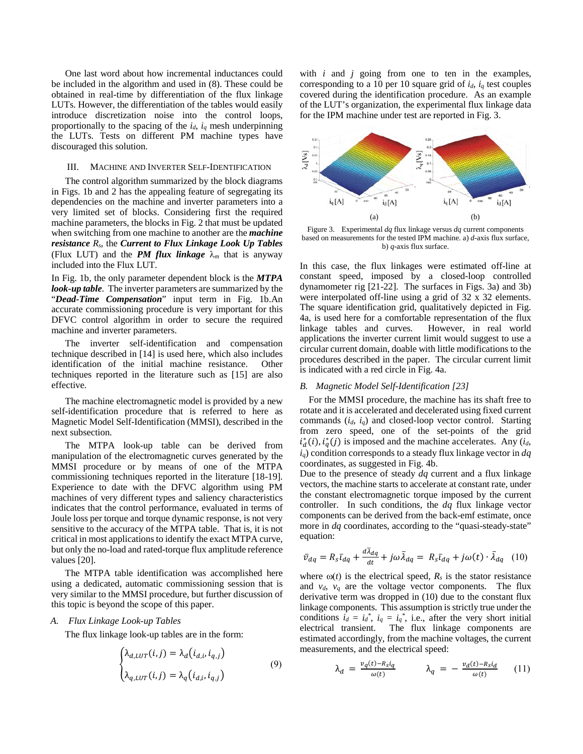One last word about how incremental inductances could be included in the algorithm and used in (8). These could be obtained in real-time by differentiation of the flux linkage LUTs. However, the differentiation of the tables would easily introduce discretization noise into the control loops, proportionally to the spacing of the $i_d$, $i_q$ mesh underpinning the LUTs. Tests on different PM machine types have discouraged this solution.

## III. Machine and Inverter Self-Identification

The control algorithm summarized by the block diagrams in Figs. 1b and 2 has the appealing feature of segregating its dependencies on the machine and inverter parameters into a very limited set of blocks. Considering first the required machine parameters, the blocks in Fig. 2 that must be updated when switching from one machine to another are the ***machine resistance*** $R_s$, the ***Current to Flux Linkage Look Up Tables*** (Flux LUT) and the ***PM flux linkage*** $\lambda_m$ that is anyway included into the Flux LUT.

In Fig. 1b, the only parameter dependent block is the ***MTPA look-up table***. The inverter parameters are summarized by the "***Dead-Time Compensation***" input term in Fig. 1b.An accurate commissioning procedure is very important for this DFVC control algorithm in order to secure the required machine and inverter parameters.

The inverter self-identification and compensation technique described in [14] is used here, which also includes identification of the initial machine resistance. Other techniques reported in the literature such as [15] are also effective.

The machine electromagnetic model is provided by a new self-identification procedure that is referred to here as Magnetic Model Self-Identification (MMSI), described in the next subsection.

The MTPA look-up table can be derived from manipulation of the electromagnetic curves generated by the MMSI procedure or by means of one of the MTPA commissioning techniques reported in the literature [18-19]. Experience to date with the DFVC algorithm using PM machines of very different types and saliency characteristics indicates that the control performance, evaluated in terms of Joule loss per torque and torque dynamic response, is not very sensitive to the accuracy of the MTPA table. That is, it is not critical in most applications to identify the exact MTPA curve, but only the no-load and rated-torque flux amplitude reference values [20].

The MTPA table identification was accomplished here using a dedicated, automatic commissioning session that is very similar to the MMSI procedure, but further discussion of this topic is beyond the scope of this paper.

### A. Flux Linkage Look-up Tables

The flux linkage look-up tables are in the form:

$$\begin{cases} \lambda_{d,LUT}(i,j) = \lambda_d\left(i_{d,i}, i_{q,j}\right) \\ \lambda_{q,LUT}(i,j) = \lambda_q\left(i_{d,i}, i_{q,j}\right) \end{cases} \quad (9)$$

with $i$ and $j$ going from one to ten in the examples, corresponding to a 10 per 10 square grid of $i_d$, $i_q$ test couples covered during the identification procedure. As an example of the LUT's organization, the experimental flux linkage data for the IPM machine under test are reported in Fig. 3.

Figure 3. Experimental *dq* flux linkage versus *dq* current components based on measurements for the tested IPM machine. a) *d*-axis flux surface, b) *q*-axis flux surface.

In this case, the flux linkages were estimated off-line at constant speed, imposed by a closed-loop controlled dynamometer rig [21-22]. The surfaces in Figs. 3a) and 3b) were interpolated off-line using a grid of 32 x 32 elements. The square identification grid, qualitatively depicted in Fig. 4a, is used here for a comfortable representation of the flux linkage tables and curves. However, in real world applications the inverter current limit would suggest to use a circular current domain, doable with little modifications to the procedures described in the paper. The circular current limit is indicated with a red circle in Fig. 4a.

### B. Magnetic Model Self-Identification [23]

For the MMSI procedure, the machine has its shaft free to rotate and it is accelerated and decelerated using fixed current commands ($i_d$, $i_q$) and closed-loop vector control. Starting from zero speed, one of the set-points of the grid $i_d^*(i), i_q^*(j)$ is imposed and the machine accelerates. Any ($i_d$, $i_q$) condition corresponds to a steady flux linkage vector in *dq* coordinates, as suggested in Fig. 4b.

Due to the presence of steady *dq* current and a flux linkage vectors, the machine starts to accelerate at constant rate, under the constant electromagnetic torque imposed by the current controller. In such conditions, the *dq* flux linkage vector components can be derived from the back-emf estimate, once more in *dq* coordinates, according to the "quasi-steady-state" equation:

$$\bar{v}_{dq} = R_s\bar{\imath}_{dq} + \frac{d\bar{\lambda}_{dq}}{dt} + j\omega\bar{\lambda}_{dq} = R_s\bar{\imath}_{dq} + j\omega(t)\cdot\bar{\lambda}_{dq} \quad (10)$$

where $\omega(t)$ is the electrical speed, $R_s$ is the stator resistance and $v_d$, $v_q$ are the voltage vector components. The flux derivative term was dropped in (10) due to the constant flux linkage components. This assumption is strictly true under the conditions $i_d = i_d^*$, $i_q = i_q^*$, i.e., after the very short initial electrical transient. The flux linkage components are estimated accordingly, from the machine voltages, the current measurements, and the electrical speed:

$$\lambda_d = \frac{v_q(t) - R_s i_q}{\omega(t)} \qquad \lambda_q = -\frac{v_d(t) - R_s i_d}{\omega(t)} \quad (11)$$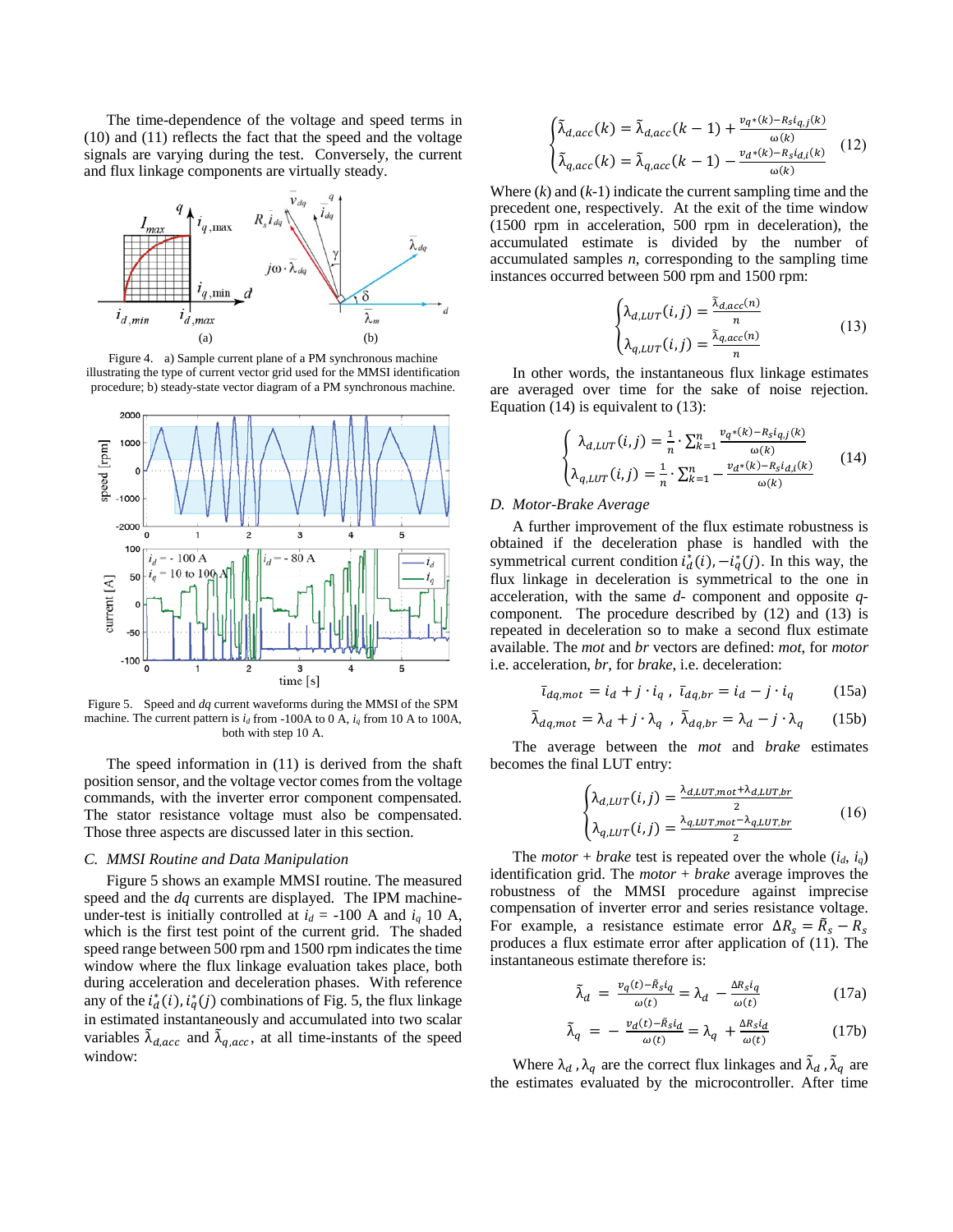The time-dependence of the voltage and speed terms in (10) and (11) reflects the fact that the speed and the voltage signals are varying during the test. Conversely, the current and flux linkage components are virtually steady.

Figure 4. a) Sample current plane of a PM synchronous machine illustrating the type of current vector grid used for the MMSI identification procedure; b) steady-state vector diagram of a PM synchronous machine.

Figure 5. Speed and $dq$ current waveforms during the MMSI of the SPM machine. The current pattern is $i_d$ from -100A to 0 A, $i_q$ from 10 A to 100A, both with step 10 A.

The speed information in (11) is derived from the shaft position sensor, and the voltage vector comes from the voltage commands, with the inverter error component compensated. The stator resistance voltage must also be compensated. Those three aspects are discussed later in this section.

### C. MMSI Routine and Data Manipulation

Figure 5 shows an example MMSI routine. The measured speed and the $dq$ currents are displayed. The IPM machine-under-test is initially controlled at $i_d$ = -100 A and $i_q$ 10 A, which is the first test point of the current grid. The shaded speed range between 500 rpm and 1500 rpm indicates the time window where the flux linkage evaluation takes place, both during acceleration and deceleration phases. With reference any of the $i_d^*(i), i_q^*(j)$ combinations of Fig. 5, the flux linkage in estimated instantaneously and accumulated into two scalar variables $\tilde{\lambda}_{d,acc}$ and $\tilde{\lambda}_{q,acc}$, at all time-instants of the speed window:

$$\begin{cases} \tilde{\lambda}_{d,acc}(k) = \tilde{\lambda}_{d,acc}(k-1) + \frac{v_{q^*}(k) - R_s i_{q,j}(k)}{\omega(k)} \\ \tilde{\lambda}_{q,acc}(k) = \tilde{\lambda}_{q,acc}(k-1) - \frac{v_{d^*}(k) - R_s i_{d,i}(k)}{\omega(k)} \end{cases} \quad (12)$$

Where ($k$) and ($k$-1) indicate the current sampling time and the precedent one, respectively. At the exit of the time window (1500 rpm in acceleration, 500 rpm in deceleration), the accumulated estimate is divided by the number of accumulated samples $n$, corresponding to the sampling time instances occurred between 500 rpm and 1500 rpm:

$$\begin{cases} \lambda_{d,LUT}(i,j) = \frac{\tilde{\lambda}_{d,acc}(n)}{n} \\ \lambda_{q,LUT}(i,j) = \frac{\tilde{\lambda}_{q,acc}(n)}{n} \end{cases} \quad (13)$$

In other words, the instantaneous flux linkage estimates are averaged over time for the sake of noise rejection. Equation (14) is equivalent to (13):

$$\begin{cases} \lambda_{d,LUT}(i,j) = \frac{1}{n} \cdot \sum_{k=1}^{n} \frac{v_{q^*}(k) - R_s i_{q,j}(k)}{\omega(k)} \\ \lambda_{q,LUT}(i,j) = \frac{1}{n} \cdot \sum_{k=1}^{n} - \frac{v_{d^*}(k) - R_s i_{d,i}(k)}{\omega(k)} \end{cases} \quad (14)$$

### D. Motor-Brake Average

A further improvement of the flux estimate robustness is obtained if the deceleration phase is handled with the symmetrical current condition $i_d^*(i), -i_q^*(j)$. In this way, the flux linkage in deceleration is symmetrical to the one in acceleration, with the same $d$- component and opposite $q$-component. The procedure described by (12) and (13) is repeated in deceleration so to make a second flux estimate available. The *mot* and *br* vectors are defined: *mot*, for *motor* i.e. acceleration, *br*, for *brake*, i.e. deceleration:

$$\bar{\iota}_{dq,mot} = i_d + j \cdot i_q \ , \ \bar{\iota}_{dq,br} = i_d - j \cdot i_q \quad (15a)$$

$$\bar{\lambda}_{dq,mot} = \lambda_d + j \cdot \lambda_q \ , \ \bar{\lambda}_{dq,br} = \lambda_d - j \cdot \lambda_q \quad (15b)$$

The average between the *mot* and *brake* estimates becomes the final LUT entry:

$$\begin{cases} \lambda_{d,LUT}(i,j) = \frac{\lambda_{d,LUT,mot} + \lambda_{d,LUT,br}}{2} \\ \lambda_{q,LUT}(i,j) = \frac{\lambda_{q,LUT,mot} - \lambda_{q,LUT,br}}{2} \end{cases} \quad (16)$$

The *motor* + *brake* test is repeated over the whole ($i_d$, $i_q$) identification grid. The *motor* + *brake* average improves the robustness of the MMSI procedure against imprecise compensation of inverter error and series resistance voltage. For example, a resistance estimate error $\Delta R_s = \tilde{R}_s - R_s$ produces a flux estimate error after application of (11). The instantaneous estimate therefore is:

$$\tilde{\lambda}_d = \frac{v_q(t) - \tilde{R}_s i_q}{\omega(t)} = \lambda_d - \frac{\Delta R_s i_q}{\omega(t)} \quad (17a)$$

$$\tilde{\lambda}_q = - \frac{v_d(t) - \tilde{R}_s i_d}{\omega(t)} = \lambda_q + \frac{\Delta R_s i_d}{\omega(t)} \quad (17b)$$

Where $\lambda_d$ , $\lambda_q$ are the correct flux linkages and $\tilde{\lambda}_d$ , $\tilde{\lambda}_q$ are the estimates evaluated by the microcontroller. After time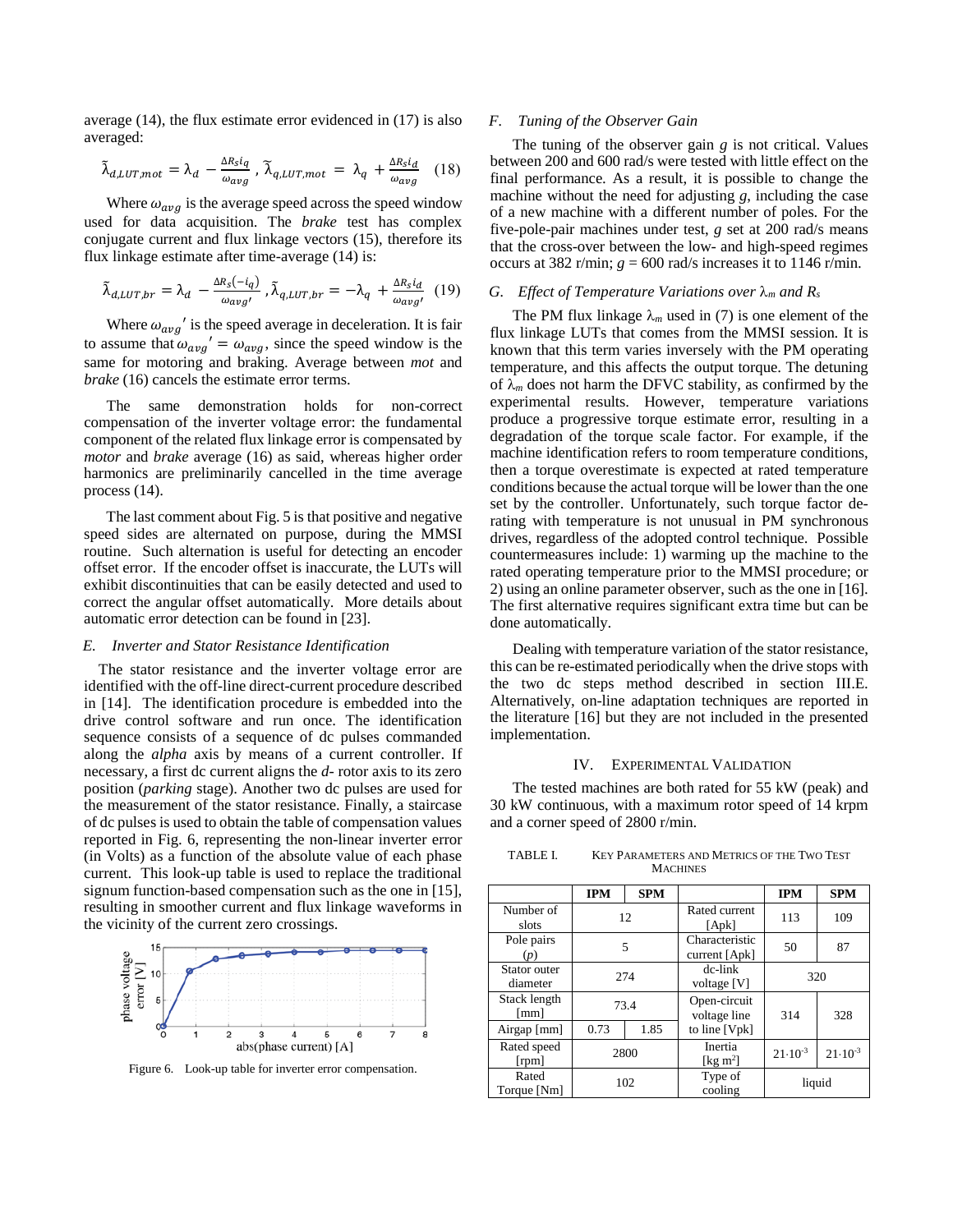average (14), the flux estimate error evidenced in (17) is also averaged:

$$\tilde{\lambda}_{d,LUT,mot} = \lambda_d - \frac{\Delta R_s i_q}{\omega_{avg}},\ \tilde{\lambda}_{q,LUT,mot} = \lambda_q + \frac{\Delta R_s i_d}{\omega_{avg}} \quad (18)$$

Where $\omega_{avg}$ is the average speed across the speed window used for data acquisition. The *brake* test has complex conjugate current and flux linkage vectors (15), therefore its flux linkage estimate after time-average (14) is:

$$\tilde{\lambda}_{d,LUT,br} = \lambda_d - \frac{\Delta R_s(-i_q)}{\omega_{avg'}},\ \tilde{\lambda}_{q,LUT,br} = -\lambda_q + \frac{\Delta R_s i_d}{\omega_{avg'}} \quad (19)$$

Where $\omega_{avg}'$ is the speed average in deceleration. It is fair to assume that $\omega_{avg}' = \omega_{avg}$, since the speed window is the same for motoring and braking. Average between *mot* and *brake* (16) cancels the estimate error terms.

The same demonstration holds for non-correct compensation of the inverter voltage error: the fundamental component of the related flux linkage error is compensated by *motor* and *brake* average (16) as said, whereas higher order harmonics are preliminarily cancelled in the time average process (14).

The last comment about Fig. 5 is that positive and negative speed sides are alternated on purpose, during the MMSI routine. Such alternation is useful for detecting an encoder offset error. If the encoder offset is inaccurate, the LUTs will exhibit discontinuities that can be easily detected and used to correct the angular offset automatically. More details about automatic error detection can be found in [23].

### *E. Inverter and Stator Resistance Identification*

The stator resistance and the inverter voltage error are identified with the off-line direct-current procedure described in [14]. The identification procedure is embedded into the drive control software and run once. The identification sequence consists of a sequence of dc pulses commanded along the *alpha* axis by means of a current controller. If necessary, a first dc current aligns the *d*- rotor axis to its zero position (*parking* stage). Another two dc pulses are used for the measurement of the stator resistance. Finally, a staircase of dc pulses is used to obtain the table of compensation values reported in Fig. 6, representing the non-linear inverter error (in Volts) as a function of the absolute value of each phase current. This look-up table is used to replace the traditional signum function-based compensation such as the one in [15], resulting in smoother current and flux linkage waveforms in the vicinity of the current zero crossings.

Figure 6. Look-up table for inverter error compensation.

### *F. Tuning of the Observer Gain*

The tuning of the observer gain *g* is not critical. Values between 200 and 600 rad/s were tested with little effect on the final performance. As a result, it is possible to change the machine without the need for adjusting *g*, including the case of a new machine with a different number of poles. For the five-pole-pair machines under test, *g* set at 200 rad/s means that the cross-over between the low- and high-speed regimes occurs at 382 r/min; *g* = 600 rad/s increases it to 1146 r/min.

### *G. Effect of Temperature Variations over $\lambda_m$ and $R_s$*

The PM flux linkage $\lambda_m$ used in (7) is one element of the flux linkage LUTs that comes from the MMSI session. It is known that this term varies inversely with the PM operating temperature, and this affects the output torque. The detuning of $\lambda_m$ does not harm the DFVC stability, as confirmed by the experimental results. However, temperature variations produce a progressive torque estimate error, resulting in a degradation of the torque scale factor. For example, if the machine identification refers to room temperature conditions, then a torque overestimate is expected at rated temperature conditions because the actual torque will be lower than the one set by the controller. Unfortunately, such torque factor de-rating with temperature is not unusual in PM synchronous drives, regardless of the adopted control technique. Possible countermeasures include: 1) warming up the machine to the rated operating temperature prior to the MMSI procedure; or 2) using an online parameter observer, such as the one in [16]. The first alternative requires significant extra time but can be done automatically.

Dealing with temperature variation of the stator resistance, this can be re-estimated periodically when the drive stops with the two dc steps method described in section III.E. Alternatively, on-line adaptation techniques are reported in the literature [16] but they are not included in the presented implementation.

## IV. Experimental Validation

The tested machines are both rated for 55 kW (peak) and 30 kW continuous, with a maximum rotor speed of 14 krpm and a corner speed of 2800 r/min.

TABLE I. Key Parameters and Metrics of the Two Test Machines

| | IPM | SPM | | IPM | SPM |
|---|---|---|---|---|---|
| Number of slots | 12 | | Rated current [Apk] | 113 | 109 |
| Pole pairs ($p$) | 5 | | Characteristic current [Apk] | 50 | 87 |
| Stator outer diameter | 274 | | dc-link voltage [V] | 320 | |
| Stack length [mm] | 73.4 | | Open-circuit voltage line to line [Vpk] | 314 | 328 |
| Airgap [mm] | 0.73 | 1.85 | | | |
| Rated speed [rpm] | 2800 | | Inertia [kg m$^2$] | $21\cdot10^{-3}$ | $21\cdot10^{-3}$ |
| Rated Torque [Nm] | 102 | | Type of cooling | liquid | |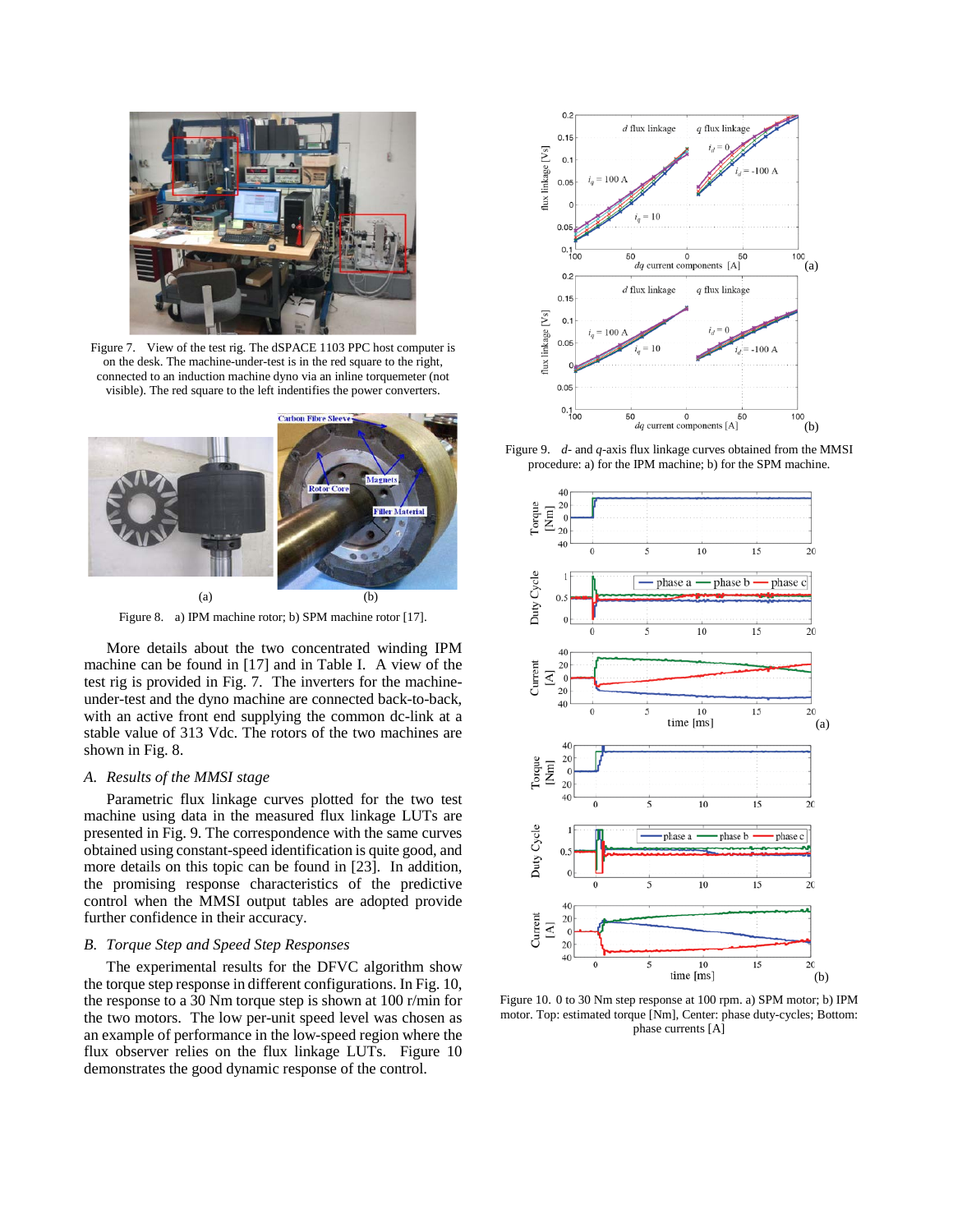Figure 7. View of the test rig. The dSPACE 1103 PPC host computer is on the desk. The machine-under-test is in the red square to the right, connected to an induction machine dyno via an inline torquemeter (not visible). The red square to the left indentifies the power converters.

Figure 8. a) IPM machine rotor; b) SPM machine rotor [17].

More details about the two concentrated winding IPM machine can be found in [17] and in Table I. A view of the test rig is provided in Fig. 7. The inverters for the machine-under-test and the dyno machine are connected back-to-back, with an active front end supplying the common dc-link at a stable value of 313 Vdc. The rotors of the two machines are shown in Fig. 8.

### A. Results of the MMSI stage

Parametric flux linkage curves plotted for the two test machine using data in the measured flux linkage LUTs are presented in Fig. 9. The correspondence with the same curves obtained using constant-speed identification is quite good, and more details on this topic can be found in [23]. In addition, the promising response characteristics of the predictive control when the MMSI output tables are adopted provide further confidence in their accuracy.

### B. Torque Step and Speed Step Responses

The experimental results for the DFVC algorithm show the torque step response in different configurations. In Fig. 10, the response to a 30 Nm torque step is shown at 100 r/min for the two motors. The low per-unit speed level was chosen as an example of performance in the low-speed region where the flux observer relies on the flux linkage LUTs. Figure 10 demonstrates the good dynamic response of the control.

Figure 9. *d*- and *q*-axis flux linkage curves obtained from the MMSI procedure: a) for the IPM machine; b) for the SPM machine.

Figure 10. 0 to 30 Nm step response at 100 rpm. a) SPM motor; b) IPM motor. Top: estimated torque [Nm], Center: phase duty-cycles; Bottom: phase currents [A]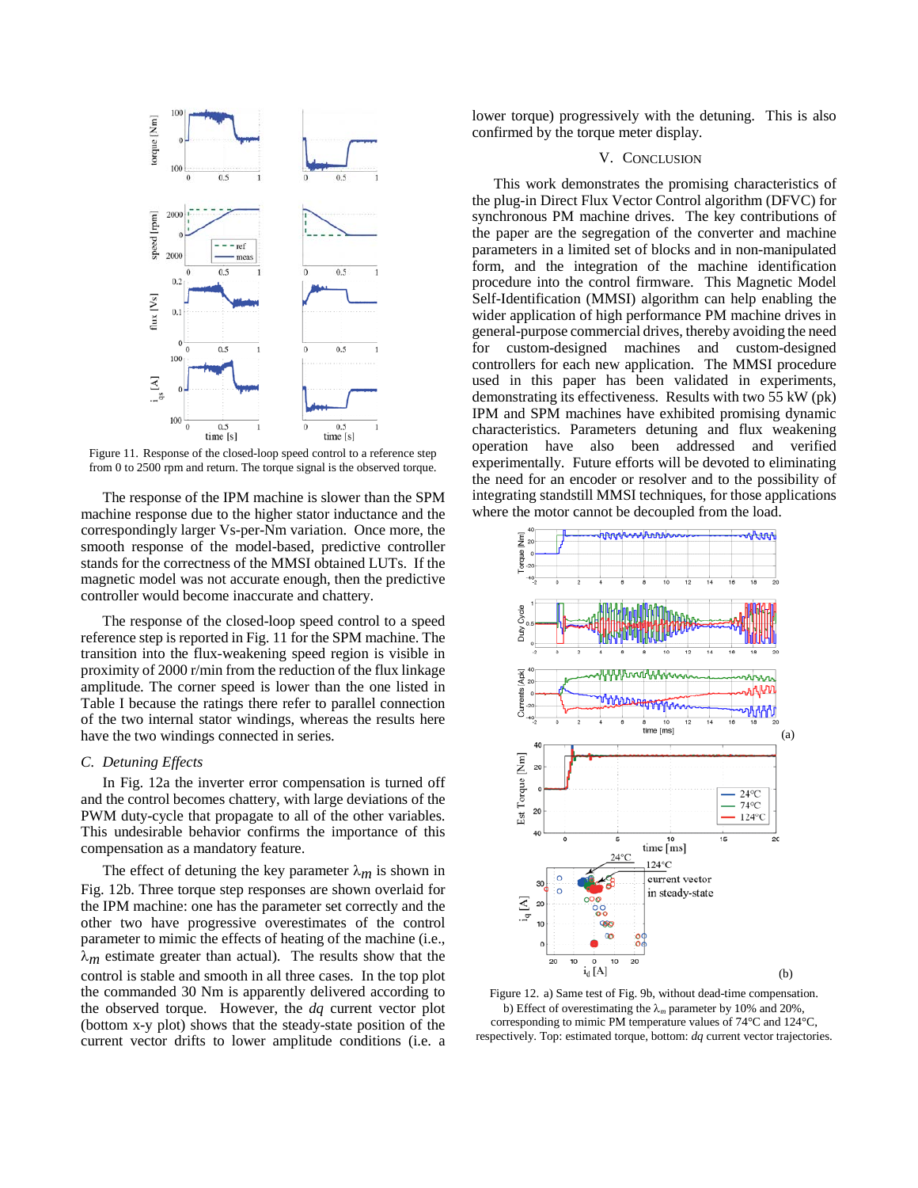Figure 11. Response of the closed-loop speed control to a reference step from 0 to 2500 rpm and return. The torque signal is the observed torque.

The response of the IPM machine is slower than the SPM machine response due to the higher stator inductance and the correspondingly larger Vs-per-Nm variation. Once more, the smooth response of the model-based, predictive controller stands for the correctness of the MMSI obtained LUTs. If the magnetic model was not accurate enough, then the predictive controller would become inaccurate and chattery.

The response of the closed-loop speed control to a speed reference step is reported in Fig. 11 for the SPM machine. The transition into the flux-weakening speed region is visible in proximity of 2000 r/min from the reduction of the flux linkage amplitude. The corner speed is lower than the one listed in Table I because the ratings there refer to parallel connection of the two internal stator windings, whereas the results here have the two windings connected in series.

### C. Detuning Effects

In Fig. 12a the inverter error compensation is turned off and the control becomes chattery, with large deviations of the PWM duty-cycle that propagate to all of the other variables. This undesirable behavior confirms the importance of this compensation as a mandatory feature.

The effect of detuning the key parameter $\lambda_m$ is shown in Fig. 12b. Three torque step responses are shown overlaid for the IPM machine: one has the parameter set correctly and the other two have progressive overestimates of the control parameter to mimic the effects of heating of the machine (i.e., $\lambda_m$ estimate greater than actual). The results show that the control is stable and smooth in all three cases. In the top plot the commanded 30 Nm is apparently delivered according to the observed torque. However, the *dq* current vector plot (bottom x-y plot) shows that the steady-state position of the current vector drifts to lower amplitude conditions (i.e. a lower torque) progressively with the detuning. This is also confirmed by the torque meter display.

## V. Conclusion

This work demonstrates the promising characteristics of the plug-in Direct Flux Vector Control algorithm (DFVC) for synchronous PM machine drives. The key contributions of the paper are the segregation of the converter and machine parameters in a limited set of blocks and in non-manipulated form, and the integration of the machine identification procedure into the control firmware. This Magnetic Model Self-Identification (MMSI) algorithm can help enabling the wider application of high performance PM machine drives in general-purpose commercial drives, thereby avoiding the need for custom-designed machines and custom-designed controllers for each new application. The MMSI procedure used in this paper has been validated in experiments, demonstrating its effectiveness. Results with two 55 kW (pk) IPM and SPM machines have exhibited promising dynamic characteristics. Parameters detuning and flux weakening operation have also been addressed and verified experimentally. Future efforts will be devoted to eliminating the need for an encoder or resolver and to the possibility of integrating standstill MMSI techniques, for those applications where the motor cannot be decoupled from the load.

Figure 12. a) Same test of Fig. 9b, without dead-time compensation. b) Effect of overestimating the $\lambda_m$ parameter by 10% and 20%, corresponding to mimic PM temperature values of 74°C and 124°C, respectively. Top: estimated torque, bottom: *dq* current vector trajectories.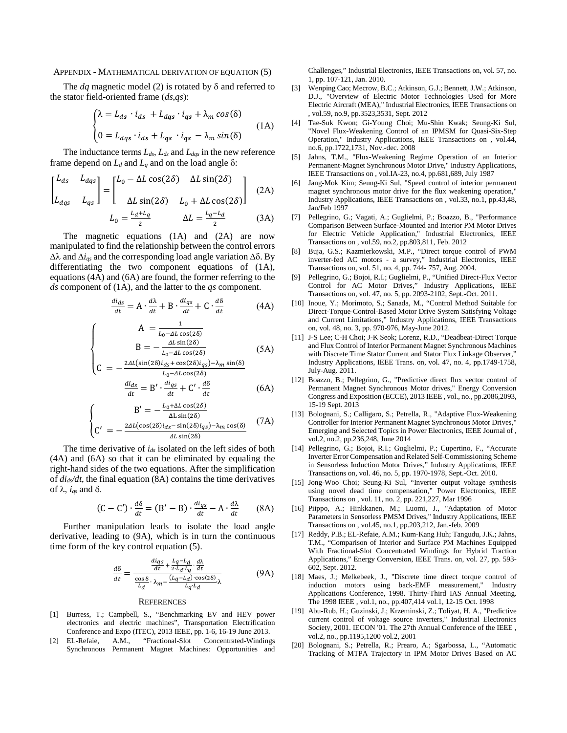## Appendix - Mathematical derivation of equation (5)

The *dq* magnetic model (2) is rotated by δ and referred to the stator field-oriented frame (*ds*,*qs*):

$$\begin{cases} \lambda = L_{ds} \cdot i_{ds} + L_{dqs} \cdot i_{qs} + \lambda_m \cos(\delta) \\ 0 = L_{dqs} \cdot i_{ds} + L_{qs} \cdot i_{qs} - \lambda_m \sin(\delta) \end{cases} \quad (1A)$$

The inductance terms $L_{ds}$, $L_{ds}$ and $L_{dqs}$ in the new reference frame depend on $L_d$ and $L_q$ and on the load angle δ:

$$\begin{bmatrix} L_{ds} & L_{dqs} \\ L_{dqs} & L_{qs} \end{bmatrix} = \begin{bmatrix} L_0 - \Delta L\cos(2\delta) & \Delta L\sin(2\delta) \\ \Delta L\sin(2\delta) & L_0 + \Delta L\cos(2\delta) \end{bmatrix} \quad (2A)$$

$$L_0 = \frac{L_d + L_q}{2} \qquad \Delta L = \frac{L_q - L_d}{2} \quad (3A)$$

The magnetic equations (1A) and (2A) are now manipulated to find the relationship between the control errors $\Delta\lambda$ and $\Delta i_{qs}$ and the corresponding load angle variation $\Delta\delta$. By differentiating the two component equations of (1A), equations (4A) and (6A) are found, the former referring to the *ds* component of (1A), and the latter to the *qs* component.

$$\frac{di_{ds}}{dt} = \mathrm{A} \cdot \frac{d\lambda}{dt} + \mathrm{B} \cdot \frac{di_{qs}}{dt} + \mathrm{C} \cdot \frac{d\delta}{dt} \quad (4A)$$

$$\begin{cases} \mathrm{A} = \frac{1}{L_0 - \Delta L\cos(2\delta)} \\ \mathrm{B} = -\frac{\Delta L\sin(2\delta)}{L_0 - \Delta L\cos(2\delta)} \\ \mathrm{C} = -\frac{2\Delta L(\sin(2\delta) i_{ds} + \cos(2\delta) i_{qs}) - \lambda_m \sin(\delta)}{L_0 - \Delta L\cos(2\delta)} \end{cases} \quad (5A)$$

$$\frac{di_{ds}}{dt} = \mathrm{B}' \cdot \frac{di_{qs}}{dt} + \mathrm{C}' \cdot \frac{d\delta}{dt} \quad (6A)$$

$$\begin{cases} \mathrm{B}' = -\frac{L_0 + \Delta L\cos(2\delta)}{\Delta L\sin(2\delta)} \\ \mathrm{C}' = -\frac{2\Delta L(\cos(2\delta) i_{ds} - \sin(2\delta) i_{qs}) - \lambda_m \cos(\delta)}{\Delta L\sin(2\delta)} \end{cases} \quad (7A)$$

The time derivative of $i_{ds}$ isolated on the left sides of both (4A) and (6A) so that it can be eliminated by equaling the right-hand sides of the two equations. After the simplification of $di_{ds}/dt$, the final equation (8A) contains the time derivatives of λ, $i_{qs}$ and δ.

$$(\mathrm{C} - \mathrm{C}') \cdot \frac{d\delta}{dt} = (\mathrm{B}' - \mathrm{B}) \cdot \frac{di_{qs}}{dt} - \mathrm{A} \cdot \frac{d\lambda}{dt} \quad (8A)$$

Further manipulation leads to isolate the load angle derivative, leading to (9A), which is in turn the continuous time form of the key control equation (5).

$$\frac{d\delta}{dt} = \frac{\frac{di_{qs}}{dt} + \frac{L_q - L_d}{2 \cdot L_d \cdot L_q} \cdot \frac{d\lambda}{dt}}{\frac{\cos\delta}{L_d} \cdot \lambda_m - \frac{(L_q - L_d)\cdot\cos(2\delta)}{L_q \cdot L_d}\lambda} \quad (9A)$$

## References

[1] Burress, T.; Campbell, S., "Benchmarking EV and HEV power electronics and electric machines", Transportation Electrification Conference and Expo (ITEC), 2013 IEEE, pp. 1-6, 16-19 June 2013.

[2] EL-Refaie, A.M., "Fractional-Slot Concentrated-Windings Synchronous Permanent Magnet Machines: Opportunities and Challenges," Industrial Electronics, IEEE Transactions on, vol. 57, no. 1, pp. 107-121, Jan. 2010.

[3] Wenping Cao; Mecrow, B.C.; Atkinson, G.J.; Bennett, J.W.; Atkinson, D.J., "Overview of Electric Motor Technologies Used for More Electric Aircraft (MEA)," Industrial Electronics, IEEE Transactions on , vol.59, no.9, pp.3523,3531, Sept. 2012

[4] Tae-Suk Kwon; Gi-Young Choi; Mu-Shin Kwak; Seung-Ki Sul, "Novel Flux-Weakening Control of an IPMSM for Quasi-Six-Step Operation," Industry Applications, IEEE Transactions on , vol.44, no.6, pp.1722,1731, Nov.-dec. 2008

[5] Jahns, T.M., "Flux-Weakening Regime Operation of an Interior Permanent-Magnet Synchronous Motor Drive," Industry Applications, IEEE Transactions on , vol.IA-23, no.4, pp.681,689, July 1987

[6] Jang-Mok Kim; Seung-Ki Sul, "Speed control of interior permanent magnet synchronous motor drive for the flux weakening operation," Industry Applications, IEEE Transactions on , vol.33, no.1, pp.43,48, Jan/Feb 1997

[7] Pellegrino, G.; Vagati, A.; Guglielmi, P.; Boazzo, B., "Performance Comparison Between Surface-Mounted and Interior PM Motor Drives for Electric Vehicle Application," Industrial Electronics, IEEE Transactions on , vol.59, no.2, pp.803,811, Feb. 2012

[8] Buja, G.S.; Kazmierkowski, M.P., "Direct torque control of PWM inverter-fed AC motors - a survey," Industrial Electronics, IEEE Transactions on, vol. 51, no. 4, pp. 744- 757, Aug. 2004.

[9] Pellegrino, G.; Bojoi, R.I.; Guglielmi, P., "Unified Direct-Flux Vector Control for AC Motor Drives," Industry Applications, IEEE Transactions on, vol. 47, no. 5, pp. 2093-2102, Sept.-Oct. 2011.

[10] Inoue, Y.; Morimoto, S.; Sanada, M., "Control Method Suitable for Direct-Torque-Control-Based Motor Drive System Satisfying Voltage and Current Limitations," Industry Applications, IEEE Transactions on, vol. 48, no. 3, pp. 970-976, May-June 2012.

[11] J-S Lee; C-H Choi; J-K Seok; Lorenz, R.D., "Deadbeat-Direct Torque and Flux Control of Interior Permanent Magnet Synchronous Machines with Discrete Time Stator Current and Stator Flux Linkage Observer," Industry Applications, IEEE Trans. on, vol. 47, no. 4, pp.1749-1758, July-Aug. 2011.

[12] Boazzo, B.; Pellegrino, G., "Predictive direct flux vector control of Permanent Magnet Synchronous Motor drives," Energy Conversion Congress and Exposition (ECCE), 2013 IEEE , vol., no., pp.2086,2093, 15-19 Sept. 2013

[13] Bolognani, S.; Calligaro, S.; Petrella, R., "Adaptive Flux-Weakening Controller for Interior Permanent Magnet Synchronous Motor Drives," Emerging and Selected Topics in Power Electronics, IEEE Journal of , vol.2, no.2, pp.236,248, June 2014

[14] Pellegrino, G.; Bojoi, R.I.; Guglielmi, P.; Cupertino, F., "Accurate Inverter Error Compensation and Related Self-Commissioning Scheme in Sensorless Induction Motor Drives," Industry Applications, IEEE Transactions on, vol. 46, no. 5, pp. 1970-1978, Sept.-Oct. 2010.

[15] Jong-Woo Choi; Seung-Ki Sul, "Inverter output voltage synthesis using novel dead time compensation," Power Electronics, IEEE Transactions on , vol. 11, no. 2, pp. 221,227, Mar 1996

[16] Piippo, A.; Hinkkanen, M.; Luomi, J., "Adaptation of Motor Parameters in Sensorless PMSM Drives," Industry Applications, IEEE Transactions on , vol.45, no.1, pp.203,212, Jan.-feb. 2009

[17] Reddy, P.B.; EL-Refaie, A.M.; Kum-Kang Huh; Tangudu, J.K.; Jahns, T.M., "Comparison of Interior and Surface PM Machines Equipped With Fractional-Slot Concentrated Windings for Hybrid Traction Applications," Energy Conversion, IEEE Trans. on, vol. 27, pp. 593-602, Sept. 2012.

[18] Maes, J.; Melkebeek, J., "Discrete time direct torque control of induction motors using back-EMF measurement," Industry Applications Conference, 1998. Thirty-Third IAS Annual Meeting. The 1998 IEEE , vol.1, no., pp.407,414 vol.1, 12-15 Oct. 1998

[19] Abu-Rub, H.; Guzinski, J.; Krzeminski, Z.; Toliyat, H. A., "Predictive current control of voltage source inverters," Industrial Electronics Society, 2001. IECON '01. The 27th Annual Conference of the IEEE , vol.2, no., pp.1195,1200 vol.2, 2001

[20] Bolognani, S.; Petrella, R.; Prearo, A.; Sgarbossa, L., "Automatic Tracking of MTPA Trajectory in IPM Motor Drives Based on AC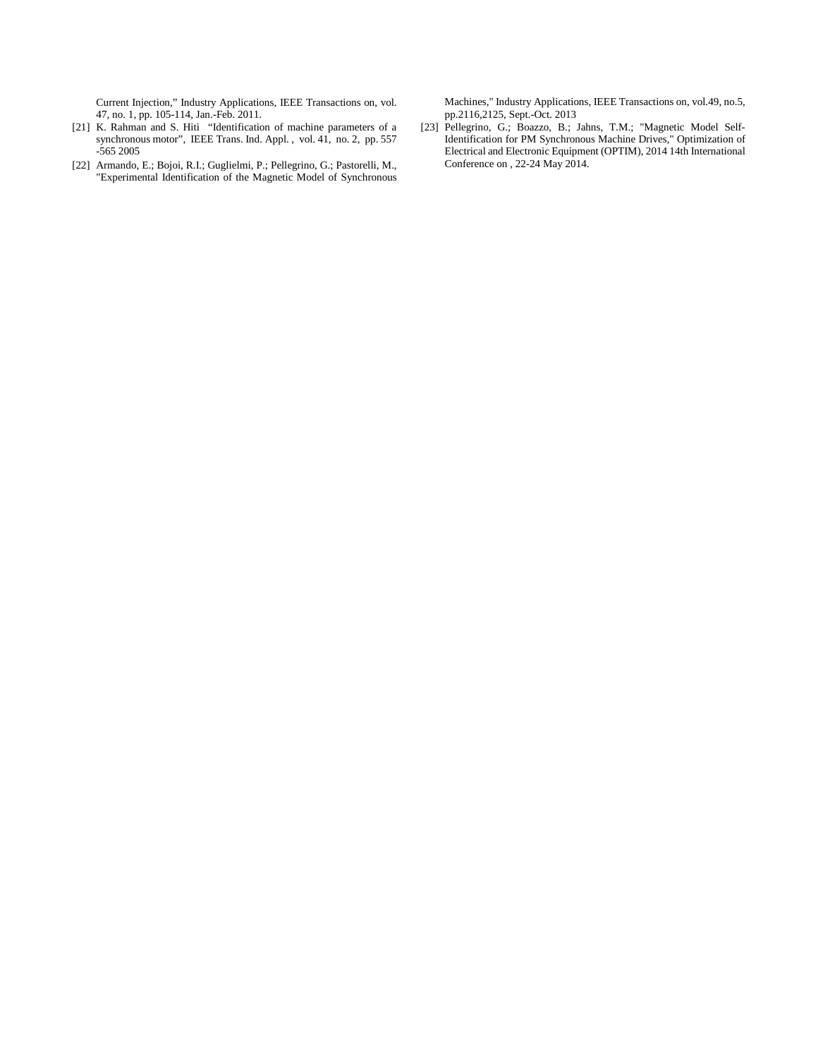Current Injection," Industry Applications, IEEE Transactions on, vol. 47, no. 1, pp. 105-114, Jan.-Feb. 2011.

[21] K. Rahman and S. Hiti "Identification of machine parameters of a synchronous motor", IEEE Trans. Ind. Appl. , vol. 41, no. 2, pp. 557 -565 2005

[22] Armando, E.; Bojoi, R.I.; Guglielmi, P.; Pellegrino, G.; Pastorelli, M., "Experimental Identification of the Magnetic Model of Synchronous Machines," Industry Applications, IEEE Transactions on, vol.49, no.5, pp.2116,2125, Sept.-Oct. 2013

[23] Pellegrino, G.; Boazzo, B.; Jahns, T.M.; "Magnetic Model Self-Identification for PM Synchronous Machine Drives," Optimization of Electrical and Electronic Equipment (OPTIM), 2014 14th International Conference on , 22-24 May 2014.